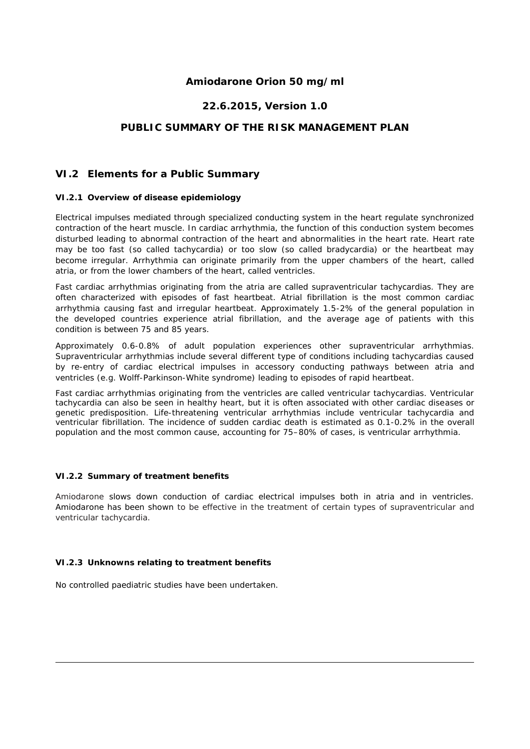# Amiodarone Orion 50 mg/ml

## 22.6.2015, Version 1.0

## PUBLIC SUMMARY OF THE RISK MANAGEMENT PLAN

## VI.2 Elements for a Public Summary

### VI.2.1 Overview of disease epidemiology

Electrical impulses mediated through specialized conducting system in the heart regulate synchronized contraction of the heart muscle. In cardiac arrhythmia, the function of this conduction system becomes disturbed leading to abnormal contraction of the heart and abnormalities in the heart rate. Heart rate may be too fast (so called tachycardia) or too slow (so called bradycardia) or the heartbeat may become irregular. Arrhythmia can originate primarily from the upper chambers of the heart, called atria, or from the lower chambers of the heart, called ventricles.

Fast cardiac arrhythmias originating from the atria are called supraventricular tachycardias. They are often characterized with episodes of fast heartbeat. Atrial fibrillation is the most common cardiac arrhythmia causing fast and irregular heartbeat. Approximately 1.5-2% of the general population in the developed countries experience atrial fibrillation, and the average age of patients with this condition is between 75 and 85 years.

Approximately 0.6-0.8% of adult population experiences other supraventricular arrhythmias. Supraventricular arrhythmias include several different type of conditions including tachycardias caused by re-entry of cardiac electrical impulses in accessory conducting pathways between atria and ventricles (e.g. Wolff-Parkinson-White syndrome) leading to episodes of rapid heartbeat.

Fast cardiac arrhythmias originating from the ventricles are called ventricular tachycardias. Ventricular tachycardia can also be seen in healthy heart, but it is often associated with other cardiac diseases or genetic predisposition. Life-threatening ventricular arrhythmias include ventricular tachycardia and ventricular fibrillation. The incidence of sudden cardiac death is estimated as 0.1-0.2% in the overall population and the most common cause, accounting for 75–80% of cases, is ventricular arrhythmia.

### VI.2.2 Summary of treatment benefits

Amiodarone slows down conduction of cardiac electrical impulses both in atria and in ventricles. Amiodarone has been shown to be effective in the treatment of certain types of supraventricular and ventricular tachycardia.

### VI.2.3 Unknowns relating to treatment benefits

No controlled paediatric studies have been undertaken.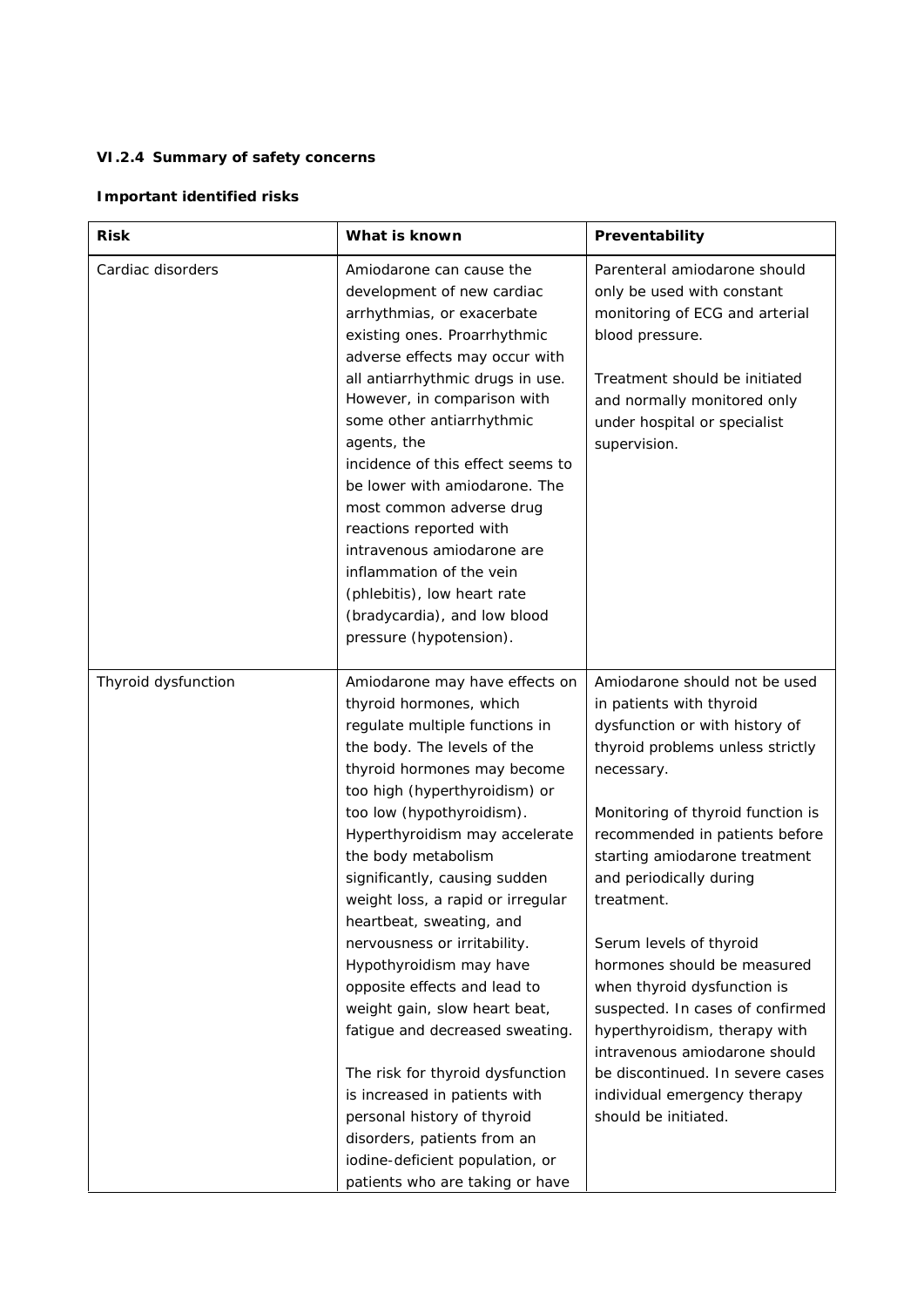### VI.2.4 Summary of safety concerns

#### Important identified risks

| Risk | What is known | Preventability |
|---|---|---|
| Cardiac disorders | Amiodarone can cause the development of new cardiac arrhythmias, or exacerbate existing ones. Proarrhythmic adverse effects may occur with all antiarrhythmic drugs in use. However, in comparison with some other antiarrhythmic agents, the incidence of this effect seems to be lower with amiodarone. The most common adverse drug reactions reported with intravenous amiodarone are inflammation of the vein (phlebitis), low heart rate (bradycardia), and low blood pressure (hypotension). | Parenteral amiodarone should only be used with constant monitoring of ECG and arterial blood pressure.<br><br>Treatment should be initiated and normally monitored only under hospital or specialist supervision. |
| Thyroid dysfunction | Amiodarone may have effects on thyroid hormones, which regulate multiple functions in the body. The levels of the thyroid hormones may become too high (hyperthyroidism) or too low (hypothyroidism). Hyperthyroidism may accelerate the body metabolism significantly, causing sudden weight loss, a rapid or irregular heartbeat, sweating, and nervousness or irritability. Hypothyroidism may have opposite effects and lead to weight gain, slow heart beat, fatigue and decreased sweating.<br><br>The risk for thyroid dysfunction is increased in patients with personal history of thyroid disorders, patients from an iodine-deficient population, or patients who are taking or have | Amiodarone should not be used in patients with thyroid dysfunction or with history of thyroid problems unless strictly necessary.<br><br>Monitoring of thyroid function is recommended in patients before starting amiodarone treatment and periodically during treatment.<br><br>Serum levels of thyroid hormones should be measured when thyroid dysfunction is suspected. In cases of confirmed hyperthyroidism, therapy with intravenous amiodarone should be discontinued. In severe cases individual emergency therapy should be initiated. |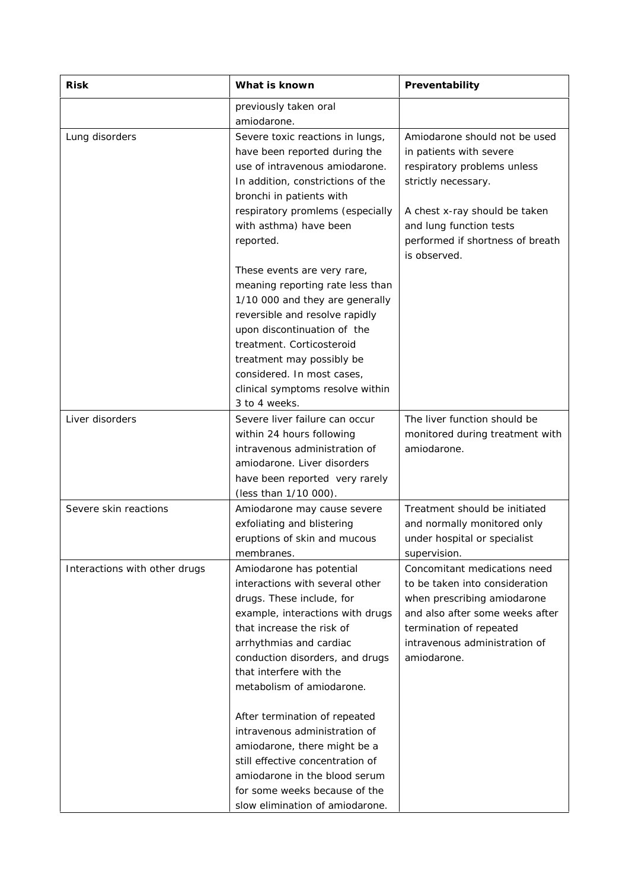| Risk | What is known | Preventability |
|---|---|---|
| | previously taken oral amiodarone. | |
| Lung disorders | Severe toxic reactions in lungs, have been reported during the use of intravenous amiodarone. In addition, constrictions of the bronchi in patients with respiratory promlems (especially with asthma) have been reported.<br><br>These events are very rare, meaning reporting rate less than 1/10 000 and they are generally reversible and resolve rapidly upon discontinuation of the treatment. Corticosteroid treatment may possibly be considered. In most cases, clinical symptoms resolve within 3 to 4 weeks. | Amiodarone should not be used in patients with severe respiratory problems unless strictly necessary.<br><br>A chest x-ray should be taken and lung function tests performed if shortness of breath is observed. |
| Liver disorders | Severe liver failure can occur within 24 hours following intravenous administration of amiodarone. Liver disorders have been reported very rarely (less than 1/10 000). | The liver function should be monitored during treatment with amiodarone. |
| Severe skin reactions | Amiodarone may cause severe exfoliating and blistering eruptions of skin and mucous membranes. | Treatment should be initiated and normally monitored only under hospital or specialist supervision. |
| Interactions with other drugs | Amiodarone has potential interactions with several other drugs. These include, for example, interactions with drugs that increase the risk of arrhythmias and cardiac conduction disorders, and drugs that interfere with the metabolism of amiodarone.<br><br>After termination of repeated intravenous administration of amiodarone, there might be a still effective concentration of amiodarone in the blood serum for some weeks because of the slow elimination of amiodarone. | Concomitant medications need to be taken into consideration when prescribing amiodarone and also after some weeks after termination of repeated intravenous administration of amiodarone. |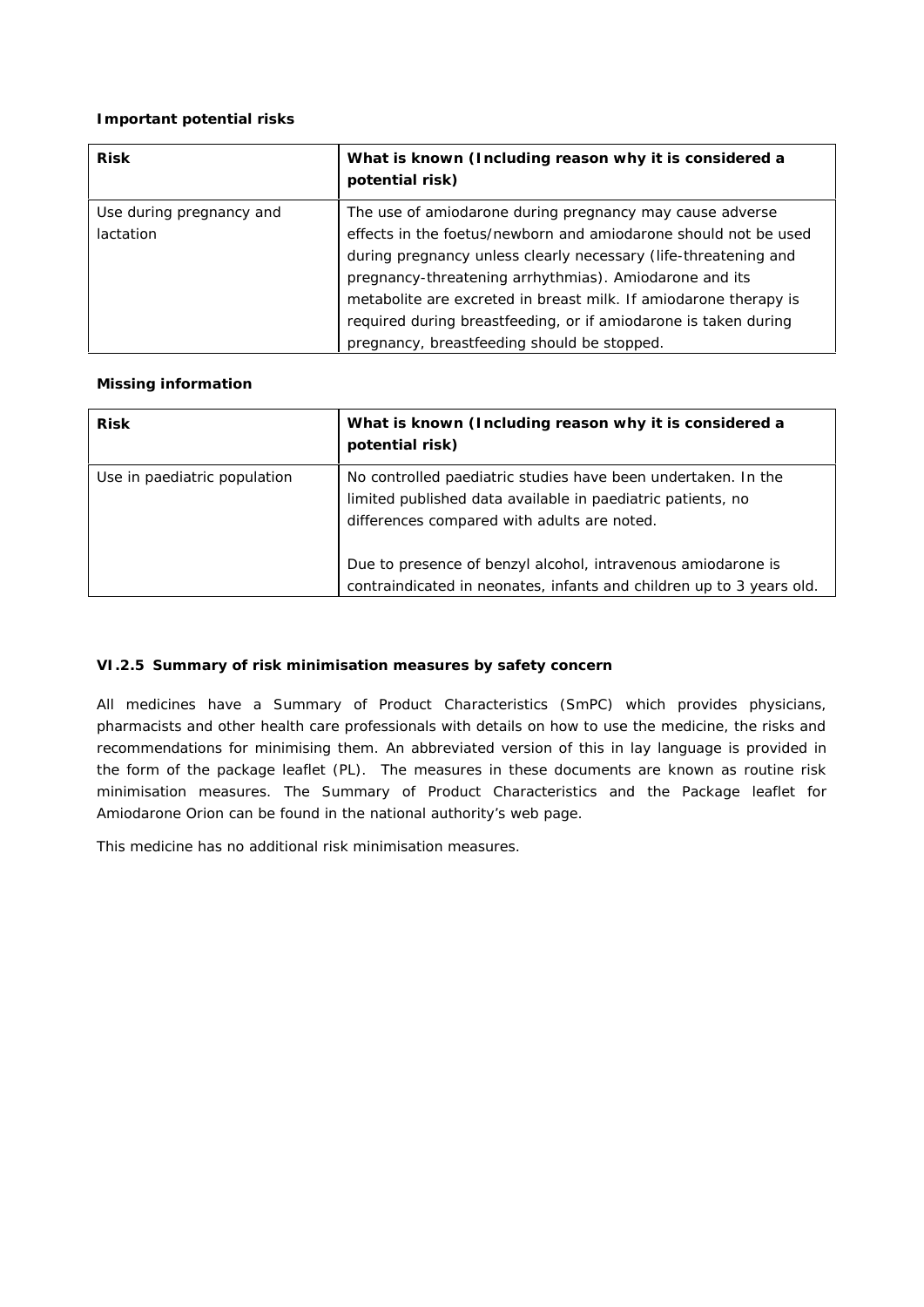**Important potential risks**

| Risk | What is known (Including reason why it is considered a potential risk) |
|---|---|
| Use during pregnancy and lactation | The use of amiodarone during pregnancy may cause adverse effects in the foetus/newborn and amiodarone should not be used during pregnancy unless clearly necessary (life-threatening and pregnancy-threatening arrhythmias). Amiodarone and its metabolite are excreted in breast milk. If amiodarone therapy is required during breastfeeding, or if amiodarone is taken during pregnancy, breastfeeding should be stopped. |

**Missing information**

| Risk | What is known (Including reason why it is considered a potential risk) |
|---|---|
| Use in paediatric population | No controlled paediatric studies have been undertaken. In the limited published data available in paediatric patients, no differences compared with adults are noted.<br><br>Due to presence of benzyl alcohol, intravenous amiodarone is contraindicated in neonates, infants and children up to 3 years old. |

### VI.2.5 Summary of risk minimisation measures by safety concern

All medicines have a Summary of Product Characteristics (SmPC) which provides physicians, pharmacists and other health care professionals with details on how to use the medicine, the risks and recommendations for minimising them. An abbreviated version of this in lay language is provided in the form of the package leaflet (PL). The measures in these documents are known as routine risk minimisation measures. The Summary of Product Characteristics and the Package leaflet for Amiodarone Orion can be found in the national authority's web page.

This medicine has no additional risk minimisation measures.